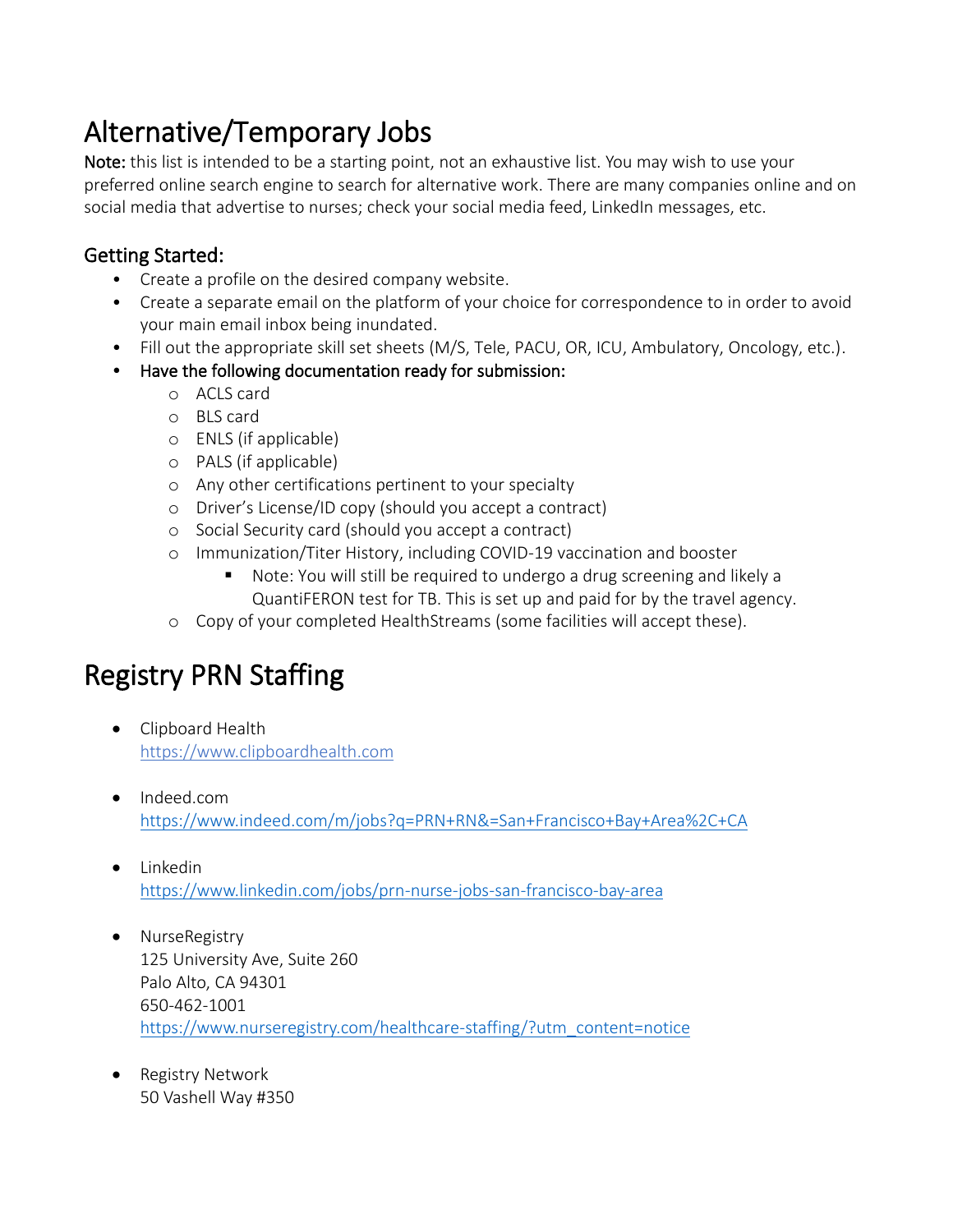# Alternative/Temporary Jobs

**Note:** this list is intended to be a starting point, not an exhaustive list. You may wish to use your preferred online search engine to search for alternative work. There are many companies online and on social media that advertise to nurses; check your social media feed, LinkedIn messages, etc.

## Getting Started:

- Create a profile on the desired company website.
- Create a separate email on the platform of your choice for correspondence to in order to avoid your main email inbox being inundated.
- Fill out the appropriate skill set sheets (M/S, Tele, PACU, OR, ICU, Ambulatory, Oncology, etc.).
- Have the following documentation ready for submission:
  - ACLS card
  - BLS card
  - ENLS (if applicable)
  - PALS (if applicable)
  - Any other certifications pertinent to your specialty
  - Driver's License/ID copy (should you accept a contract)
  - Social Security card (should you accept a contract)
  - Immunization/Titer History, including COVID-19 vaccination and booster
    - Note: You will still be required to undergo a drug screening and likely a QuantiFERON test for TB. This is set up and paid for by the travel agency.
  - Copy of your completed HealthStreams (some facilities will accept these).

# Registry PRN Staffing

- Clipboard Health
  https://www.clipboardhealth.com

- Indeed.com
  https://www.indeed.com/m/jobs?q=PRN+RN&=San+Francisco+Bay+Area%2C+CA

- Linkedin
  https://www.linkedin.com/jobs/prn-nurse-jobs-san-francisco-bay-area

- NurseRegistry
  125 University Ave, Suite 260
  Palo Alto, CA 94301
  650-462-1001
  https://www.nurseregistry.com/healthcare-staffing/?utm_content=notice

- Registry Network
  50 Vashell Way #350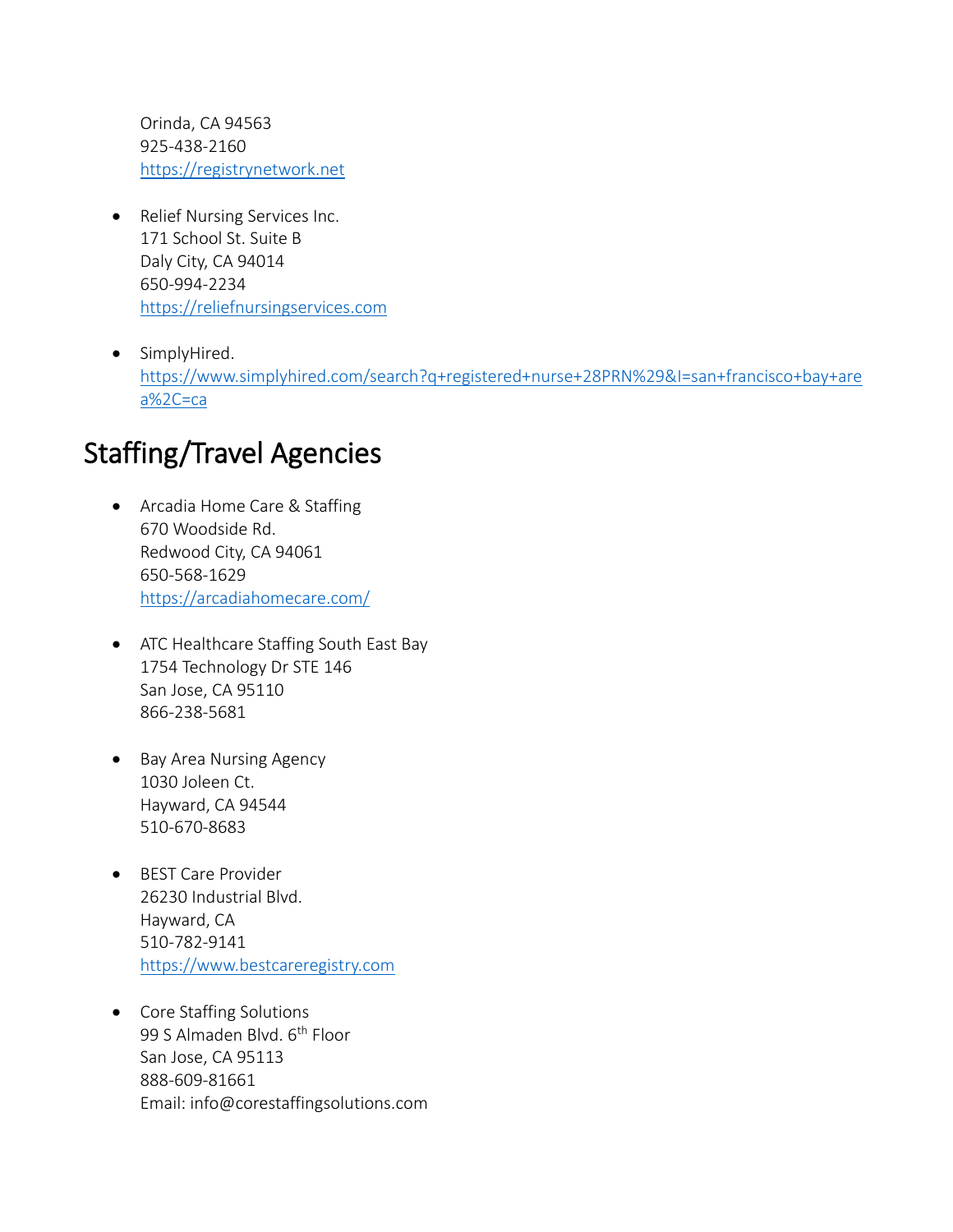Orinda, CA 94563
925-438-2160
https://registrynetwork.net

- Relief Nursing Services Inc.
  171 School St. Suite B
  Daly City, CA 94014
  650-994-2234
  https://reliefnursingservices.com

- SimplyHired.
  https://www.simplyhired.com/search?q+registered+nurse+28PRN%29&I=san+francisco+bay+area%2C=ca

## Staffing/Travel Agencies

- Arcadia Home Care & Staffing
  670 Woodside Rd.
  Redwood City, CA 94061
  650-568-1629
  https://arcadiahomecare.com/

- ATC Healthcare Staffing South East Bay
  1754 Technology Dr STE 146
  San Jose, CA 95110
  866-238-5681

- Bay Area Nursing Agency
  1030 Joleen Ct.
  Hayward, CA 94544
  510-670-8683

- BEST Care Provider
  26230 Industrial Blvd.
  Hayward, CA
  510-782-9141
  https://www.bestcareregistry.com

- Core Staffing Solutions
  99 S Almaden Blvd. 6th Floor
  San Jose, CA 95113
  888-609-81661
  Email: info@corestaffingsolutions.com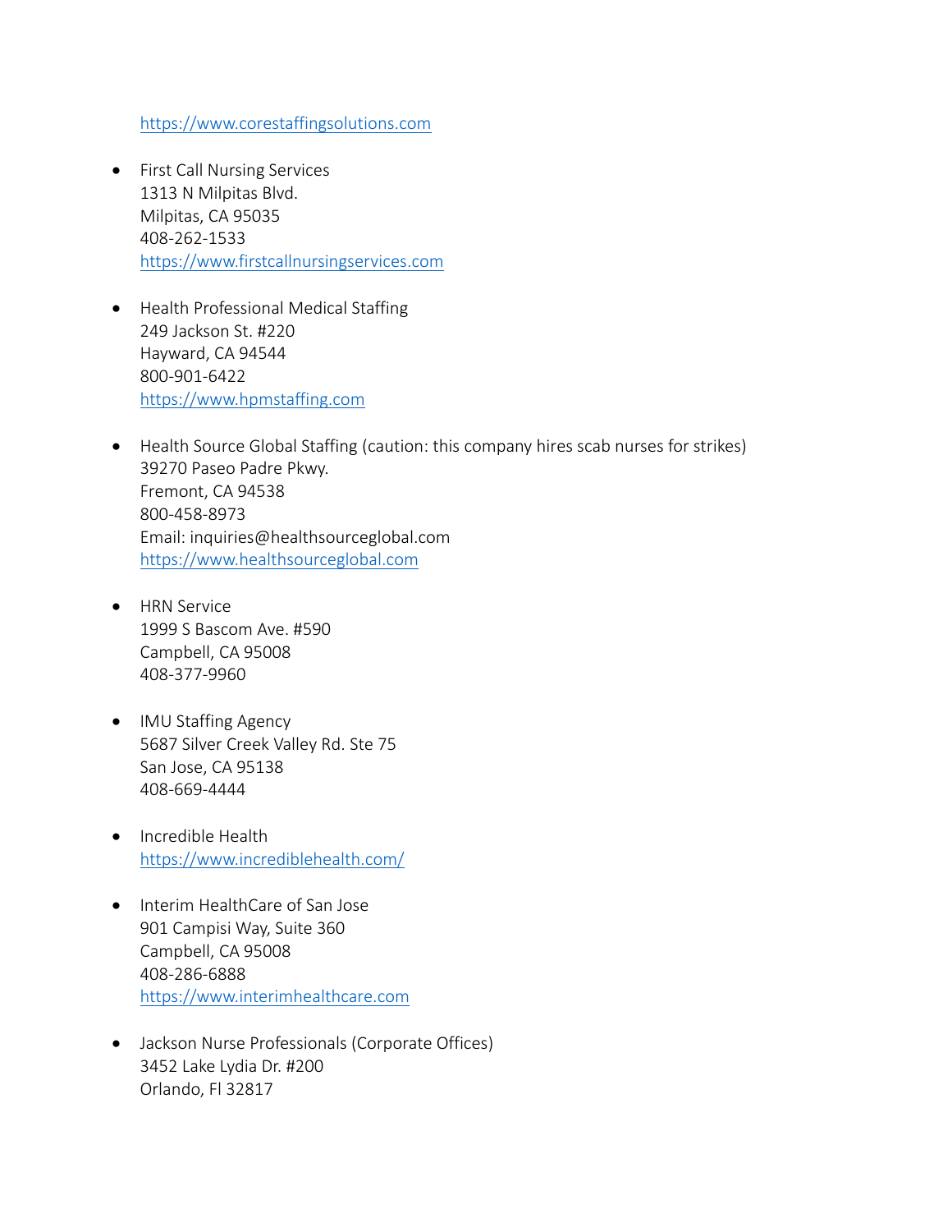https://www.corestaffingsolutions.com

- First Call Nursing Services
  1313 N Milpitas Blvd.
  Milpitas, CA 95035
  408-262-1533
  https://www.firstcallnursingservices.com

- Health Professional Medical Staffing
  249 Jackson St. #220
  Hayward, CA 94544
  800-901-6422
  https://www.hpmstaffing.com

- Health Source Global Staffing (caution: this company hires scab nurses for strikes)
  39270 Paseo Padre Pkwy.
  Fremont, CA 94538
  800-458-8973
  Email: inquiries@healthsourceglobal.com
  https://www.healthsourceglobal.com

- HRN Service
  1999 S Bascom Ave. #590
  Campbell, CA 95008
  408-377-9960

- IMU Staffing Agency
  5687 Silver Creek Valley Rd. Ste 75
  San Jose, CA 95138
  408-669-4444

- Incredible Health
  https://www.incrediblehealth.com/

- Interim HealthCare of San Jose
  901 Campisi Way, Suite 360
  Campbell, CA 95008
  408-286-6888
  https://www.interimhealthcare.com

- Jackson Nurse Professionals (Corporate Offices)
  3452 Lake Lydia Dr. #200
  Orlando, Fl 32817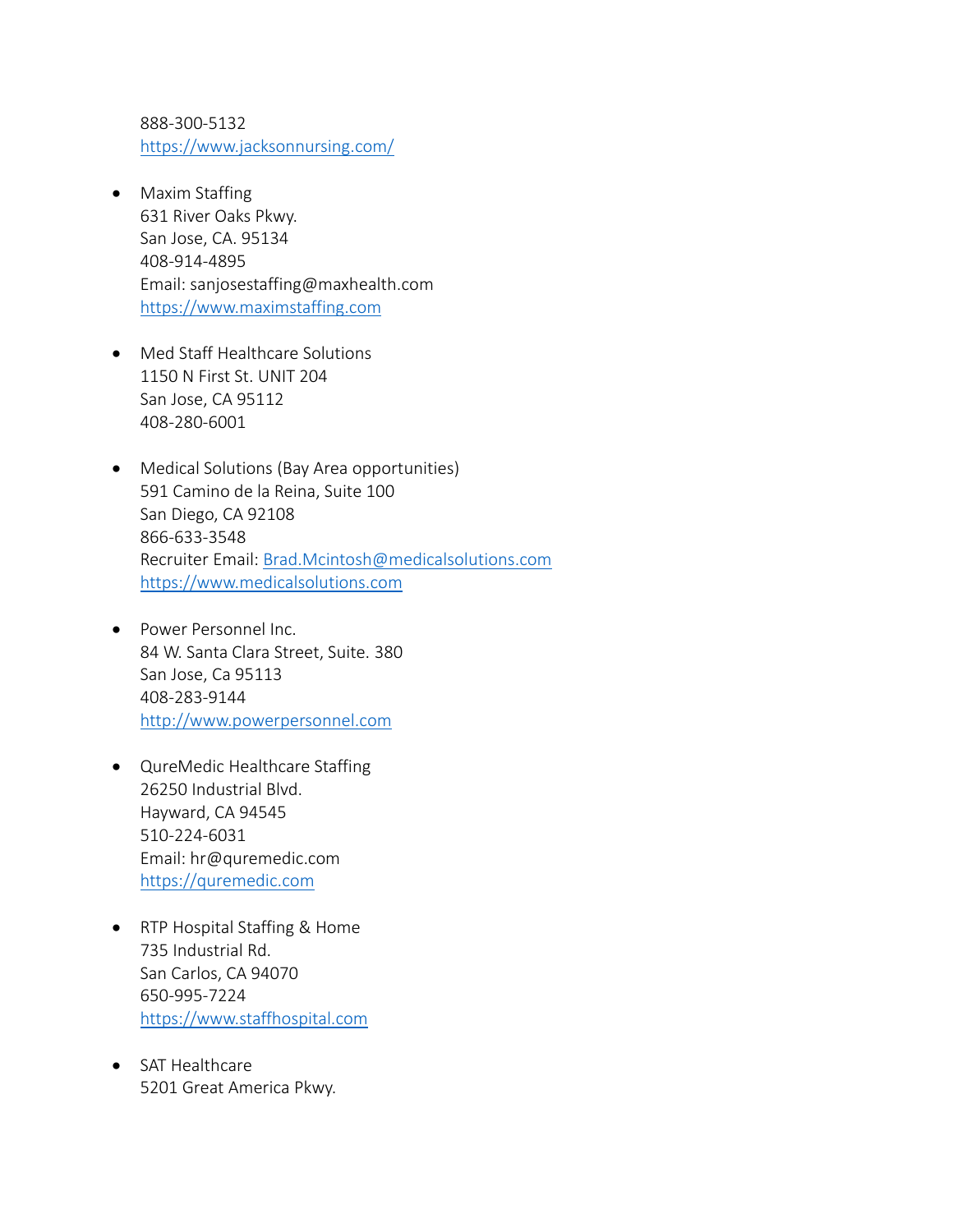888-300-5132
https://www.jacksonnursing.com/

- Maxim Staffing
  631 River Oaks Pkwy.
  San Jose, CA. 95134
  408-914-4895
  Email: sanjosestaffing@maxhealth.com
  https://www.maximstaffing.com

- Med Staff Healthcare Solutions
  1150 N First St. UNIT 204
  San Jose, CA 95112
  408-280-6001

- Medical Solutions (Bay Area opportunities)
  591 Camino de la Reina, Suite 100
  San Diego, CA 92108
  866-633-3548
  Recruiter Email: Brad.Mcintosh@medicalsolutions.com
  https://www.medicalsolutions.com

- Power Personnel Inc.
  84 W. Santa Clara Street, Suite. 380
  San Jose, Ca 95113
  408-283-9144
  http://www.powerpersonnel.com

- QureMedic Healthcare Staffing
  26250 Industrial Blvd.
  Hayward, CA 94545
  510-224-6031
  Email: hr@quremedic.com
  https://quremedic.com

- RTP Hospital Staffing & Home
  735 Industrial Rd.
  San Carlos, CA 94070
  650-995-7224
  https://www.staffhospital.com

- SAT Healthcare
  5201 Great America Pkwy.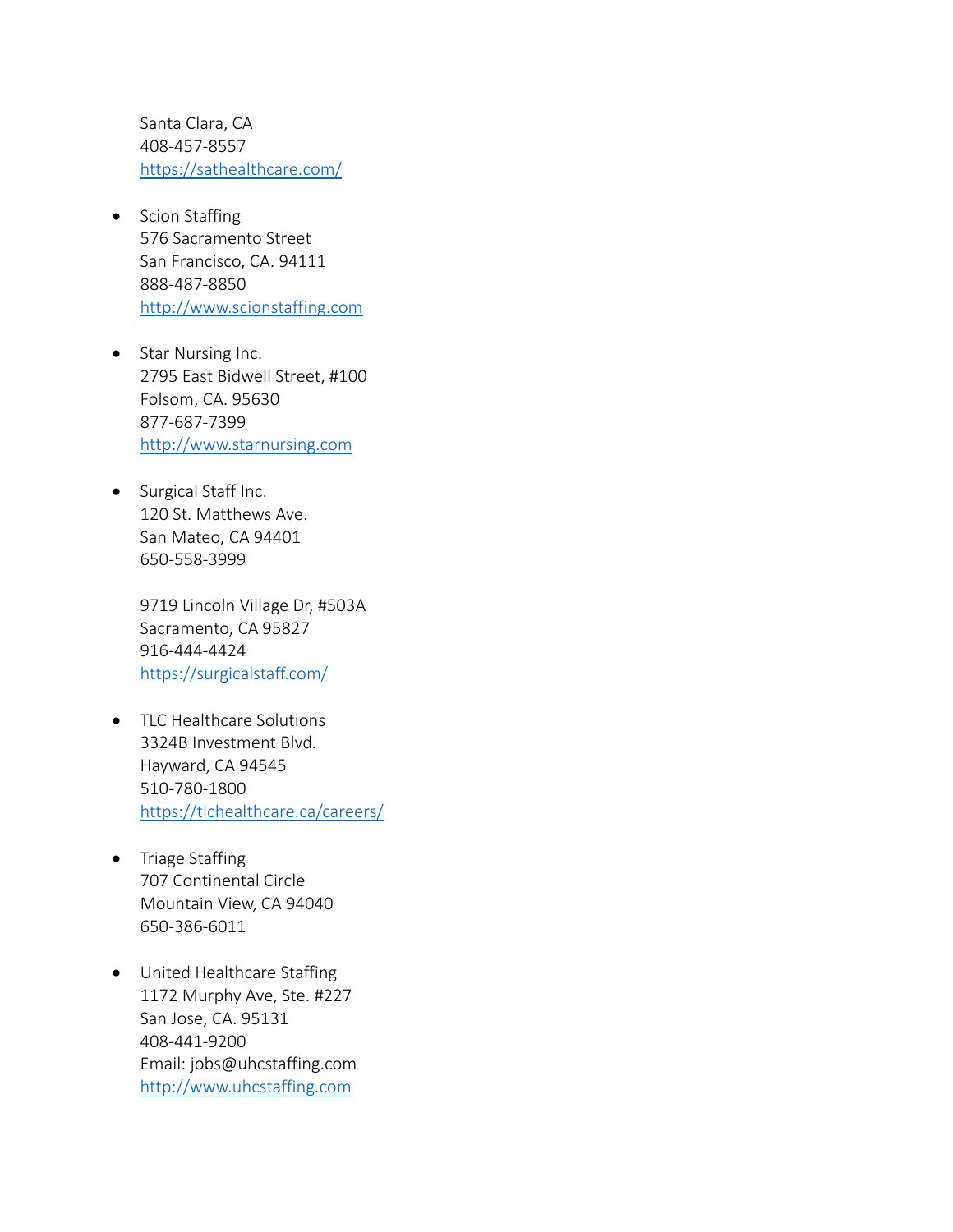Santa Clara, CA
408-457-8557
https://sathealthcare.com/

- Scion Staffing
  576 Sacramento Street
  San Francisco, CA. 94111
  888-487-8850
  http://www.scionstaffing.com

- Star Nursing Inc.
  2795 East Bidwell Street, #100
  Folsom, CA. 95630
  877-687-7399
  http://www.starnursing.com

- Surgical Staff Inc.
  120 St. Matthews Ave.
  San Mateo, CA 94401
  650-558-3999

  9719 Lincoln Village Dr, #503A
  Sacramento, CA 95827
  916-444-4424
  https://surgicalstaff.com/

- TLC Healthcare Solutions
  3324B Investment Blvd.
  Hayward, CA 94545
  510-780-1800
  https://tlchealthcare.ca/careers/

- Triage Staffing
  707 Continental Circle
  Mountain View, CA 94040
  650-386-6011

- United Healthcare Staffing
  1172 Murphy Ave, Ste. #227
  San Jose, CA. 95131
  408-441-9200
  Email: jobs@uhcstaffing.com
  http://www.uhcstaffing.com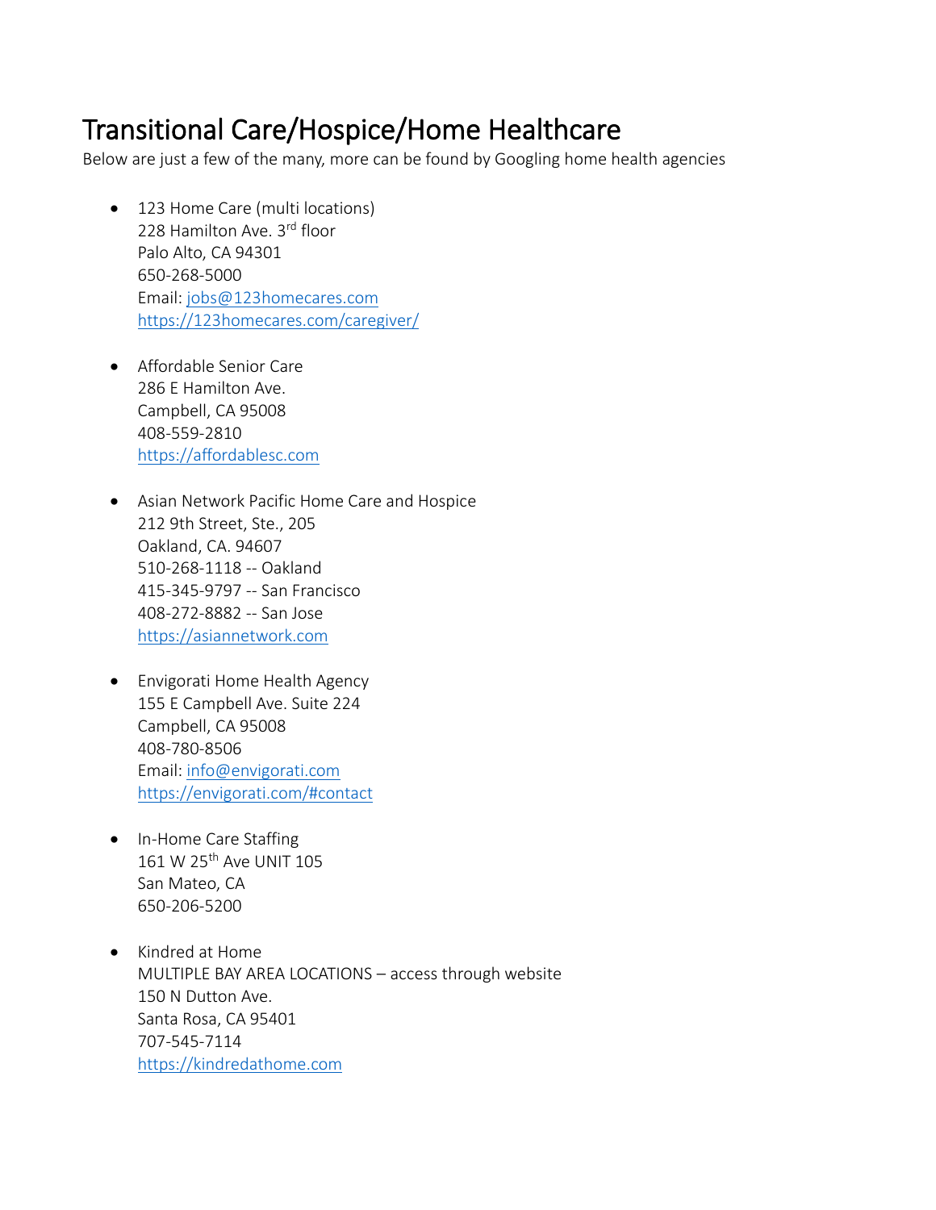# Transitional Care/Hospice/Home Healthcare

Below are just a few of the many, more can be found by Googling home health agencies

- 123 Home Care (multi locations)
  228 Hamilton Ave. 3rd floor
  Palo Alto, CA 94301
  650-268-5000
  Email: jobs@123homecares.com
  https://123homecares.com/caregiver/

- Affordable Senior Care
  286 E Hamilton Ave.
  Campbell, CA 95008
  408-559-2810
  https://affordablesc.com

- Asian Network Pacific Home Care and Hospice
  212 9th Street, Ste., 205
  Oakland, CA. 94607
  510-268-1118 -- Oakland
  415-345-9797 -- San Francisco
  408-272-8882 -- San Jose
  https://asiannetwork.com

- Envigorati Home Health Agency
  155 E Campbell Ave. Suite 224
  Campbell, CA 95008
  408-780-8506
  Email: info@envigorati.com
  https://envigorati.com/#contact

- In-Home Care Staffing
  161 W 25th Ave UNIT 105
  San Mateo, CA
  650-206-5200

- Kindred at Home
  MULTIPLE BAY AREA LOCATIONS – access through website
  150 N Dutton Ave.
  Santa Rosa, CA 95401
  707-545-7114
  https://kindredathome.com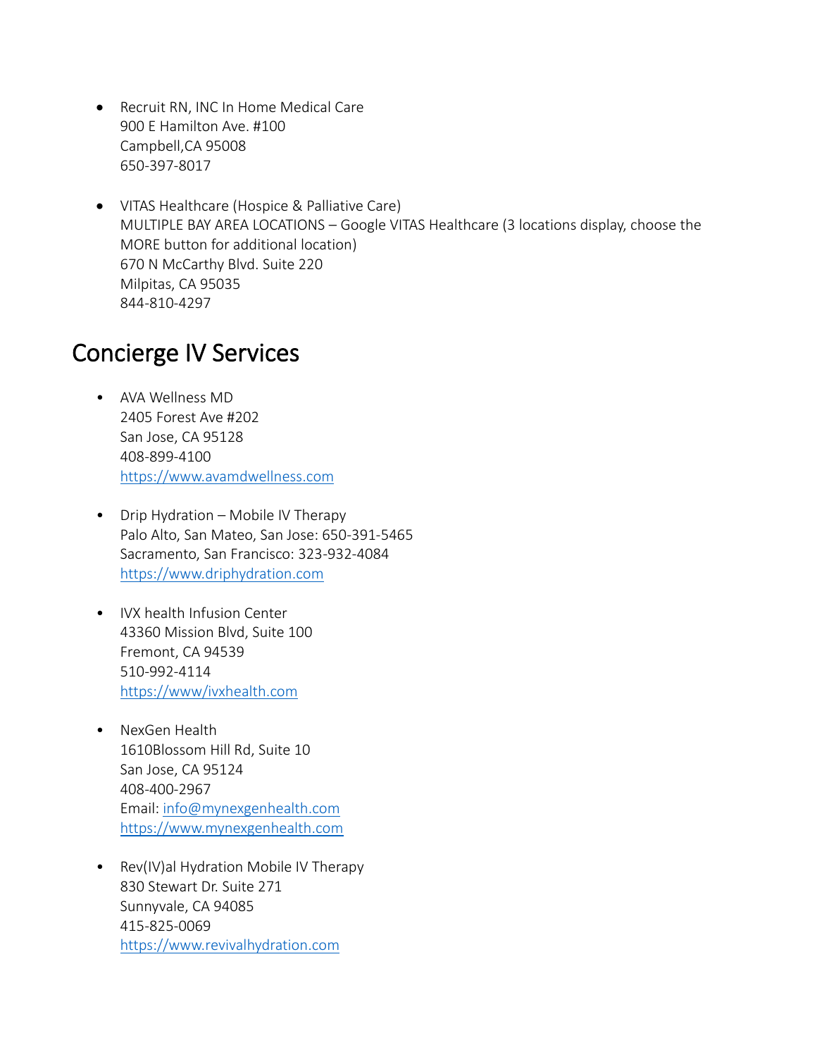- Recruit RN, INC In Home Medical Care
  900 E Hamilton Ave. #100
  Campbell,CA 95008
  650-397-8017

- VITAS Healthcare (Hospice & Palliative Care)
  MULTIPLE BAY AREA LOCATIONS – Google VITAS Healthcare (3 locations display, choose the MORE button for additional location)
  670 N McCarthy Blvd. Suite 220
  Milpitas, CA 95035
  844-810-4297

# Concierge IV Services

- AVA Wellness MD
  2405 Forest Ave #202
  San Jose, CA 95128
  408-899-4100
  https://www.avamdwellness.com

- Drip Hydration – Mobile IV Therapy
  Palo Alto, San Mateo, San Jose: 650-391-5465
  Sacramento, San Francisco: 323-932-4084
  https://www.driphydration.com

- IVX health Infusion Center
  43360 Mission Blvd, Suite 100
  Fremont, CA 94539
  510-992-4114
  https://www/ivxhealth.com

- NexGen Health
  1610Blossom Hill Rd, Suite 10
  San Jose, CA 95124
  408-400-2967
  Email: info@mynexgenhealth.com
  https://www.mynexgenhealth.com

- Rev(IV)al Hydration Mobile IV Therapy
  830 Stewart Dr. Suite 271
  Sunnyvale, CA 94085
  415-825-0069
  https://www.revivalhydration.com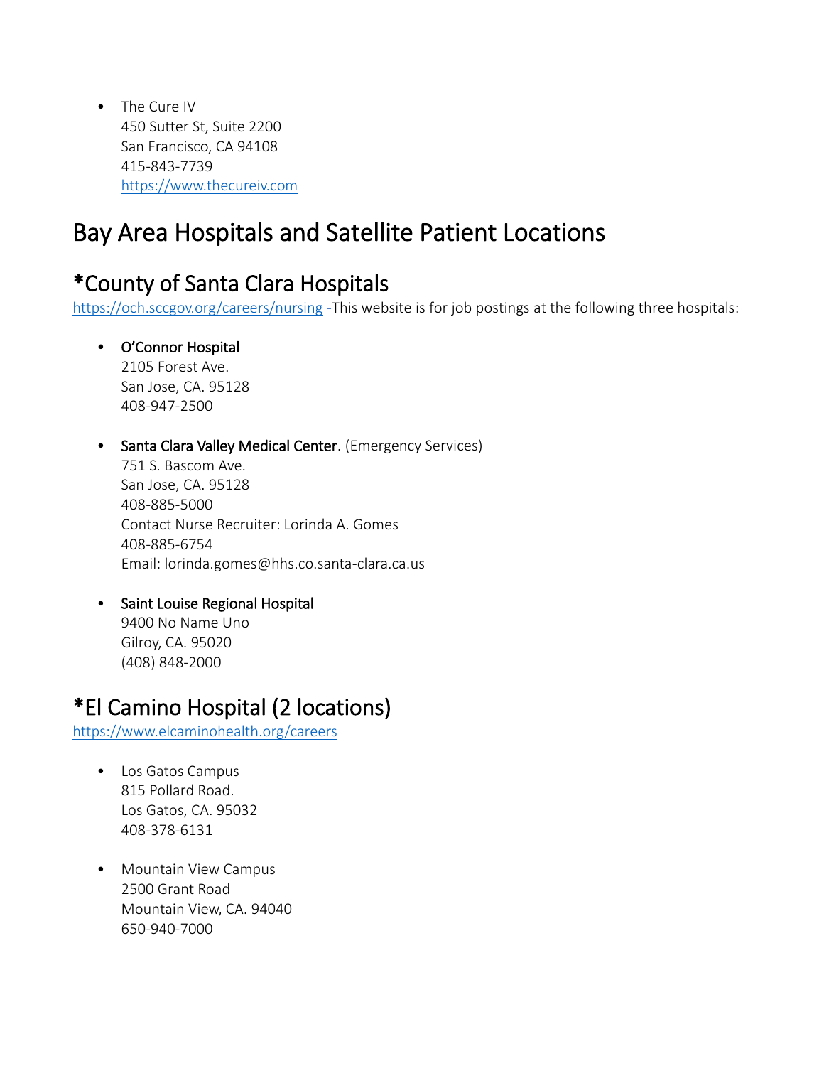- The Cure IV
  450 Sutter St, Suite 2200
  San Francisco, CA 94108
  415-843-7739
  https://www.thecureiv.com

# Bay Area Hospitals and Satellite Patient Locations

## *County of Santa Clara Hospitals

https://och.sccgov.org/careers/nursing -This website is for job postings at the following three hospitals:

- O'Connor Hospital
  2105 Forest Ave.
  San Jose, CA. 95128
  408-947-2500

- Santa Clara Valley Medical Center. (Emergency Services)
  751 S. Bascom Ave.
  San Jose, CA. 95128
  408-885-5000
  Contact Nurse Recruiter: Lorinda A. Gomes
  408-885-6754
  Email: lorinda.gomes@hhs.co.santa-clara.ca.us

- Saint Louise Regional Hospital
  9400 No Name Uno
  Gilroy, CA. 95020
  (408) 848-2000

## *El Camino Hospital (2 locations)

https://www.elcaminohealth.org/careers

- Los Gatos Campus
  815 Pollard Road.
  Los Gatos, CA. 95032
  408-378-6131

- Mountain View Campus
  2500 Grant Road
  Mountain View, CA. 94040
  650-940-7000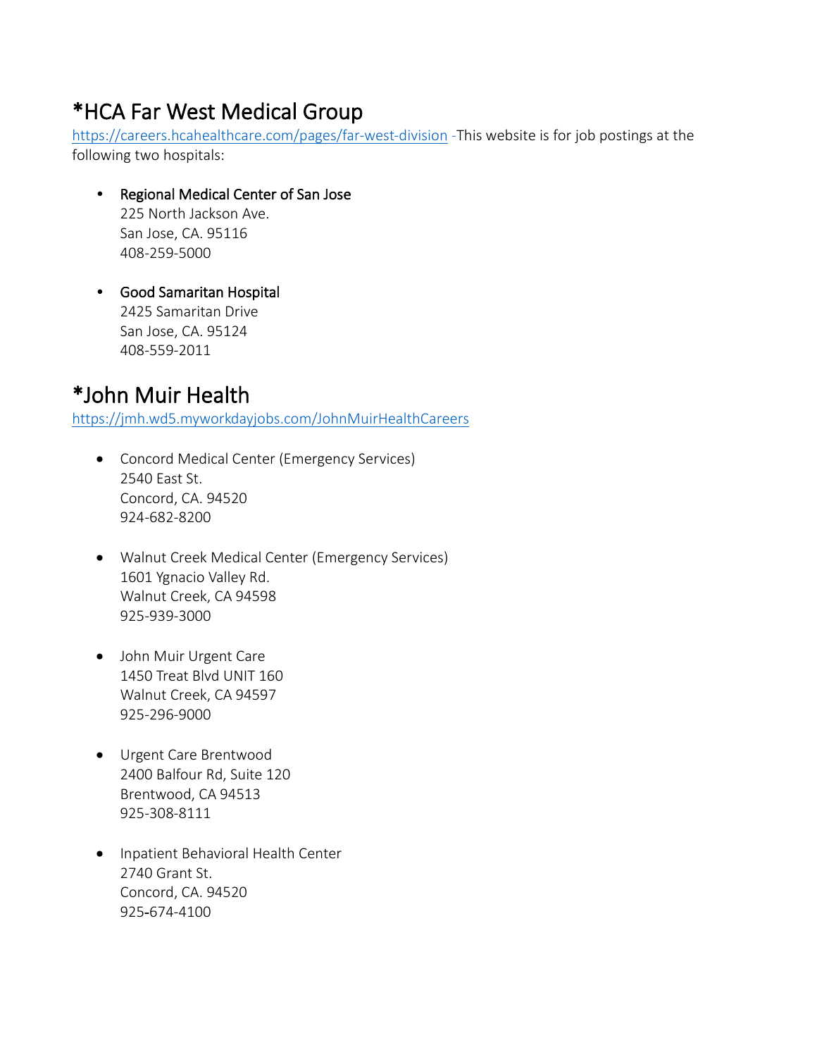# *HCA Far West Medical Group

https://careers.hcahealthcare.com/pages/far-west-division -This website is for job postings at the following two hospitals:

- Regional Medical Center of San Jose
  225 North Jackson Ave.
  San Jose, CA. 95116
  408-259-5000

- Good Samaritan Hospital
  2425 Samaritan Drive
  San Jose, CA. 95124
  408-559-2011

# *John Muir Health

https://jmh.wd5.myworkdayjobs.com/JohnMuirHealthCareers

- Concord Medical Center (Emergency Services)
  2540 East St.
  Concord, CA. 94520
  924-682-8200

- Walnut Creek Medical Center (Emergency Services)
  1601 Ygnacio Valley Rd.
  Walnut Creek, CA 94598
  925-939-3000

- John Muir Urgent Care
  1450 Treat Blvd UNIT 160
  Walnut Creek, CA 94597
  925-296-9000

- Urgent Care Brentwood
  2400 Balfour Rd, Suite 120
  Brentwood, CA 94513
  925-308-8111

- Inpatient Behavioral Health Center
  2740 Grant St.
  Concord, CA. 94520
  925-674-4100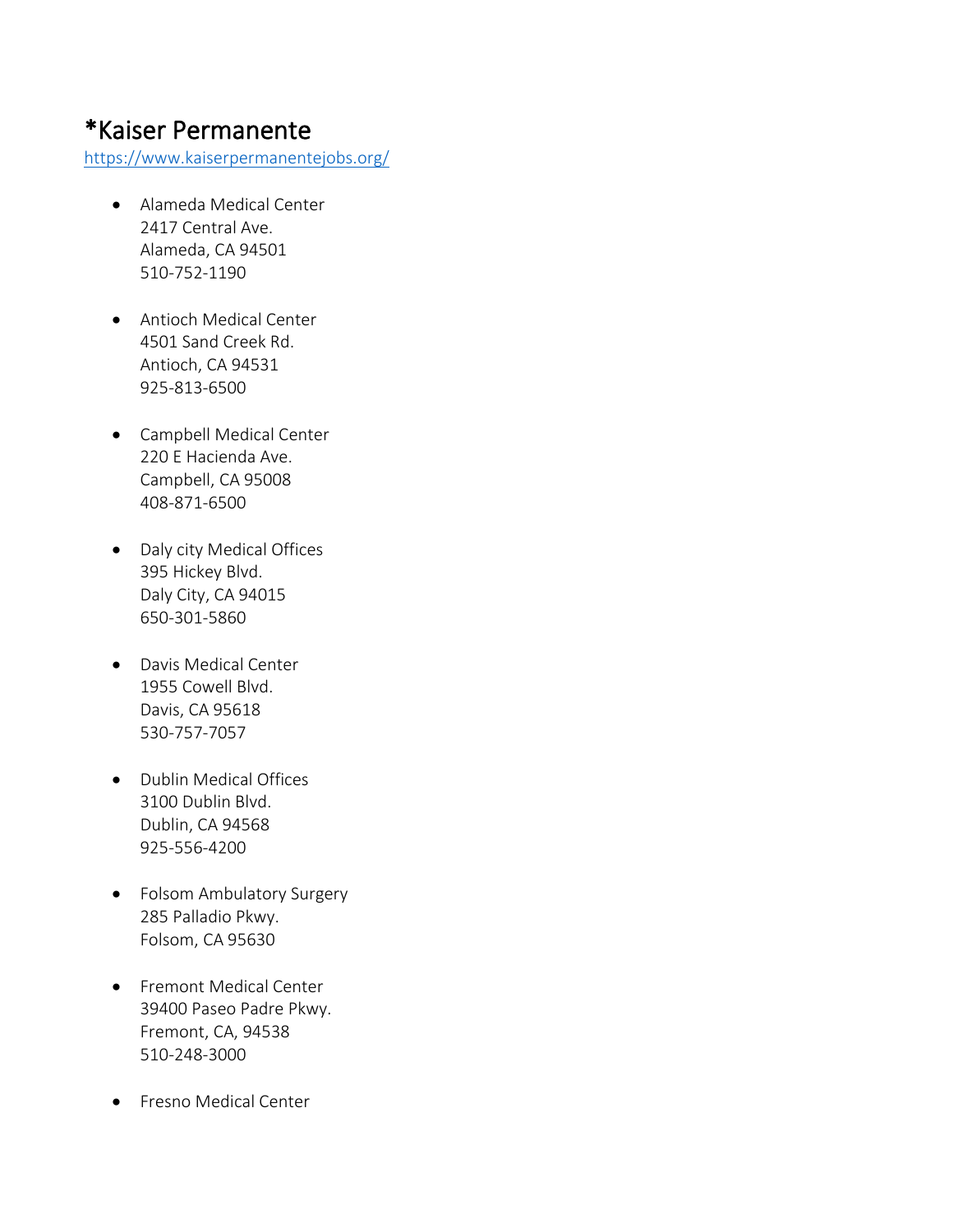# *Kaiser Permanente

https://www.kaiserpermanentejobs.org/

- Alameda Medical Center  
  2417 Central Ave.  
  Alameda, CA 94501  
  510-752-1190

- Antioch Medical Center  
  4501 Sand Creek Rd.  
  Antioch, CA 94531  
  925-813-6500

- Campbell Medical Center  
  220 E Hacienda Ave.  
  Campbell, CA 95008  
  408-871-6500

- Daly city Medical Offices  
  395 Hickey Blvd.  
  Daly City, CA 94015  
  650-301-5860

- Davis Medical Center  
  1955 Cowell Blvd.  
  Davis, CA 95618  
  530-757-7057

- Dublin Medical Offices  
  3100 Dublin Blvd.  
  Dublin, CA 94568  
  925-556-4200

- Folsom Ambulatory Surgery  
  285 Palladio Pkwy.  
  Folsom, CA 95630

- Fremont Medical Center  
  39400 Paseo Padre Pkwy.  
  Fremont, CA, 94538  
  510-248-3000

- Fresno Medical Center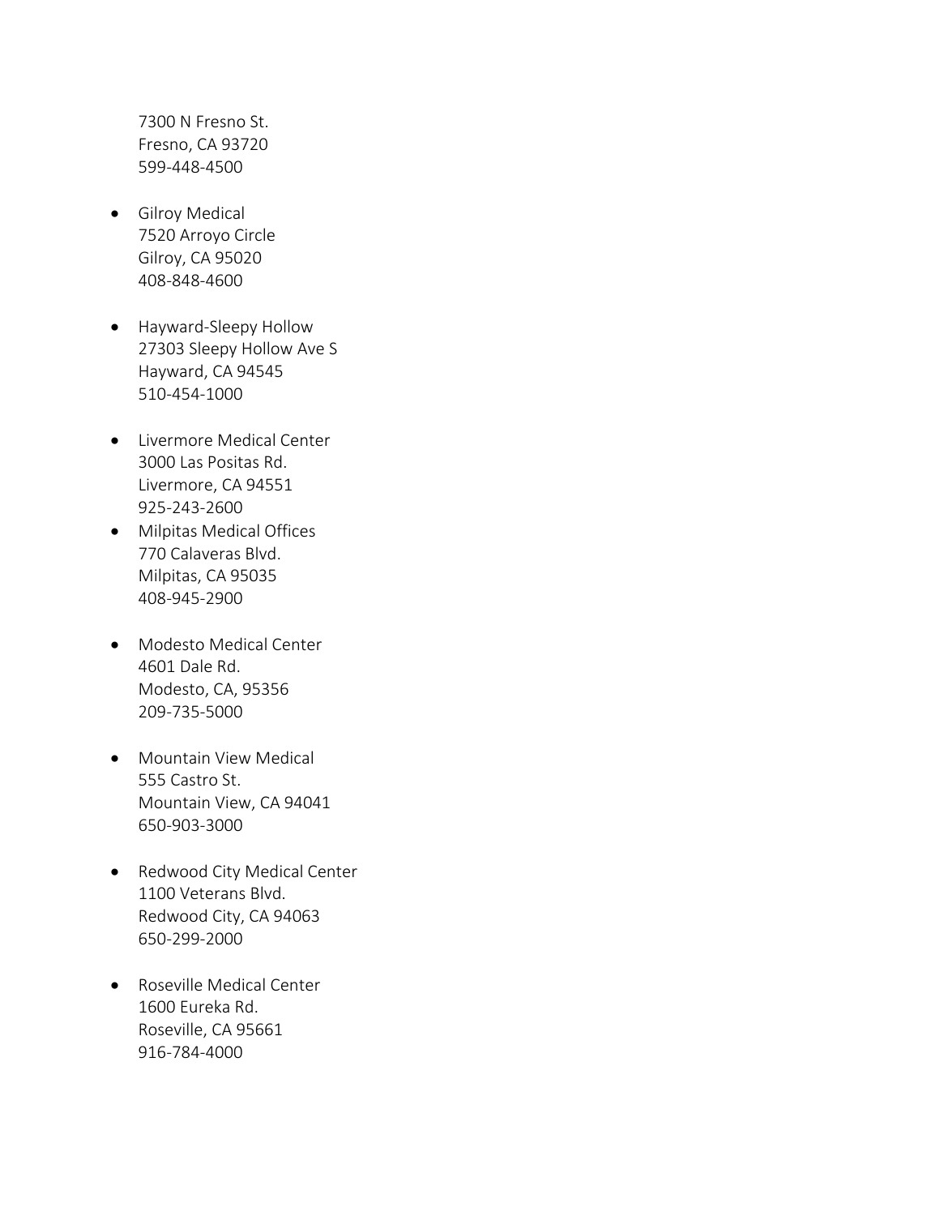7300 N Fresno St.
Fresno, CA 93720
599-448-4500

- Gilroy Medical
  7520 Arroyo Circle
  Gilroy, CA 95020
  408-848-4600

- Hayward-Sleepy Hollow
  27303 Sleepy Hollow Ave S
  Hayward, CA 94545
  510-454-1000

- Livermore Medical Center
  3000 Las Positas Rd.
  Livermore, CA 94551
  925-243-2600
- Milpitas Medical Offices
  770 Calaveras Blvd.
  Milpitas, CA 95035
  408-945-2900

- Modesto Medical Center
  4601 Dale Rd.
  Modesto, CA, 95356
  209-735-5000

- Mountain View Medical
  555 Castro St.
  Mountain View, CA 94041
  650-903-3000

- Redwood City Medical Center
  1100 Veterans Blvd.
  Redwood City, CA 94063
  650-299-2000

- Roseville Medical Center
  1600 Eureka Rd.
  Roseville, CA 95661
  916-784-4000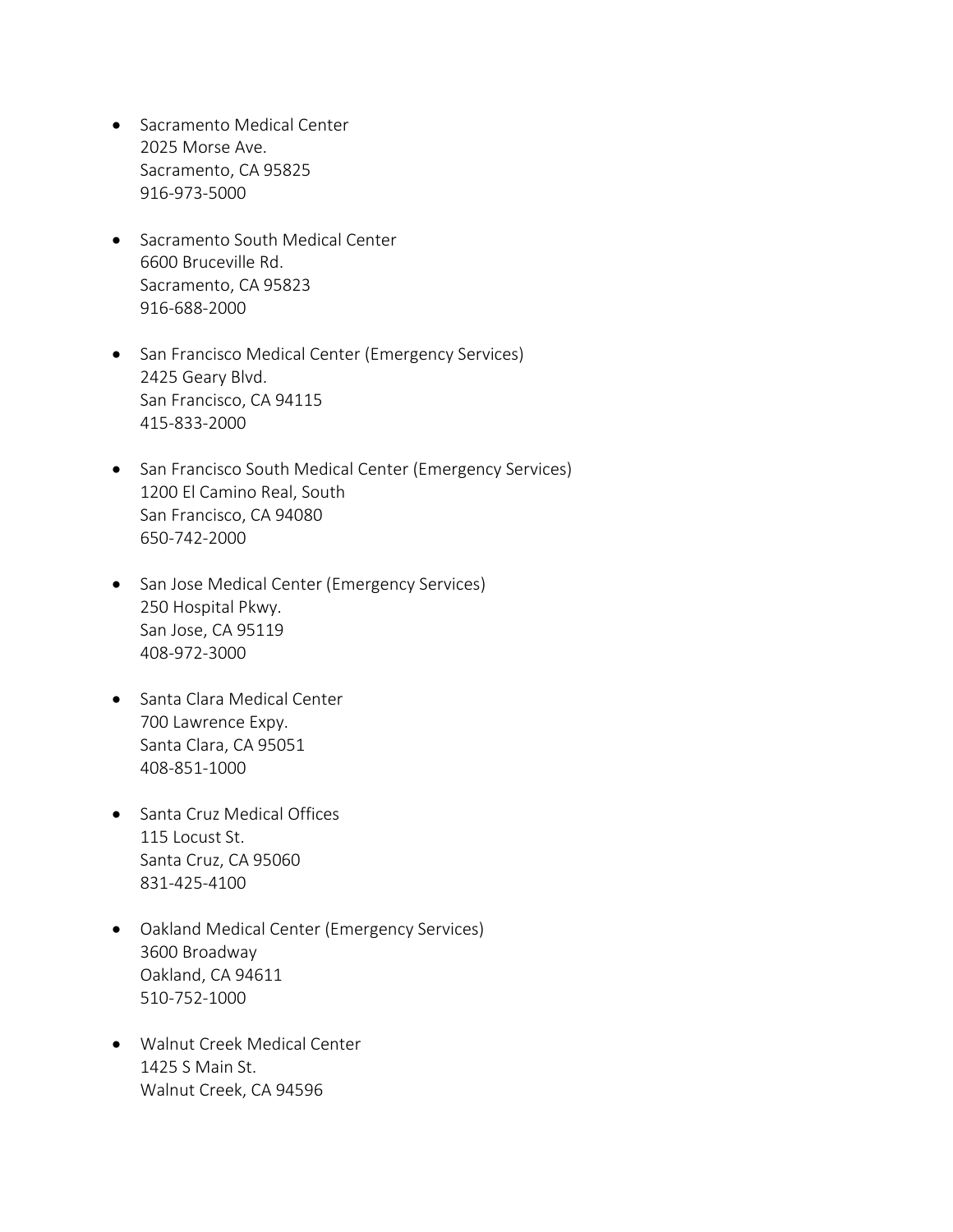- Sacramento Medical Center
  2025 Morse Ave.
  Sacramento, CA 95825
  916-973-5000

- Sacramento South Medical Center
  6600 Bruceville Rd.
  Sacramento, CA 95823
  916-688-2000

- San Francisco Medical Center (Emergency Services)
  2425 Geary Blvd.
  San Francisco, CA 94115
  415-833-2000

- San Francisco South Medical Center (Emergency Services)
  1200 El Camino Real, South
  San Francisco, CA 94080
  650-742-2000

- San Jose Medical Center (Emergency Services)
  250 Hospital Pkwy.
  San Jose, CA 95119
  408-972-3000

- Santa Clara Medical Center
  700 Lawrence Expy.
  Santa Clara, CA 95051
  408-851-1000

- Santa Cruz Medical Offices
  115 Locust St.
  Santa Cruz, CA 95060
  831-425-4100

- Oakland Medical Center (Emergency Services)
  3600 Broadway
  Oakland, CA 94611
  510-752-1000

- Walnut Creek Medical Center
  1425 S Main St.
  Walnut Creek, CA 94596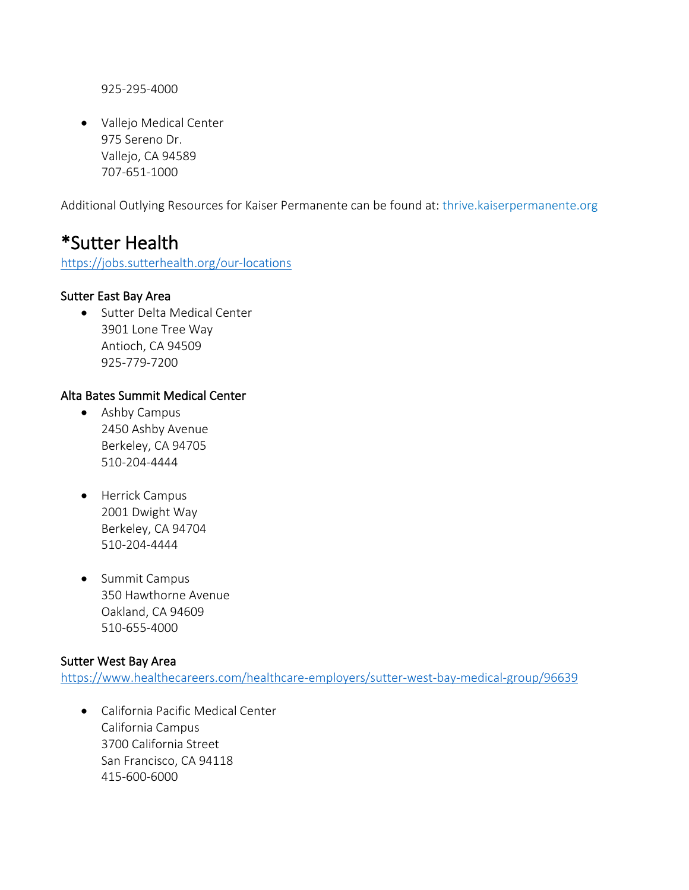925-295-4000

- Vallejo Medical Center
  975 Sereno Dr.
  Vallejo, CA 94589
  707-651-1000

Additional Outlying Resources for Kaiser Permanente can be found at: thrive.kaiserpermanente.org

# *Sutter Health

https://jobs.sutterhealth.org/our-locations

### Sutter East Bay Area

- Sutter Delta Medical Center
  3901 Lone Tree Way
  Antioch, CA 94509
  925-779-7200

### Alta Bates Summit Medical Center

- Ashby Campus
  2450 Ashby Avenue
  Berkeley, CA 94705
  510-204-4444

- Herrick Campus
  2001 Dwight Way
  Berkeley, CA 94704
  510-204-4444

- Summit Campus
  350 Hawthorne Avenue
  Oakland, CA 94609
  510-655-4000

### Sutter West Bay Area

https://www.healthecareers.com/healthcare-employers/sutter-west-bay-medical-group/96639

- California Pacific Medical Center
  California Campus
  3700 California Street
  San Francisco, CA 94118
  415-600-6000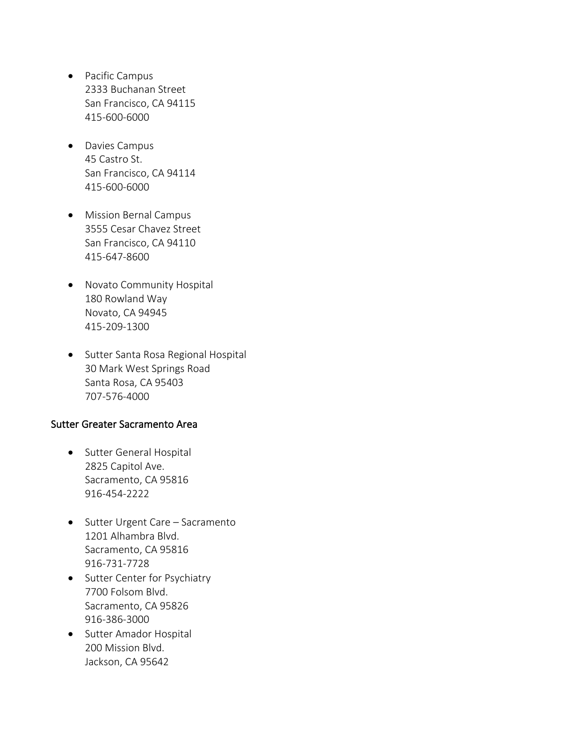- Pacific Campus
  2333 Buchanan Street
  San Francisco, CA 94115
  415-600-6000

- Davies Campus
  45 Castro St.
  San Francisco, CA 94114
  415-600-6000

- Mission Bernal Campus
  3555 Cesar Chavez Street
  San Francisco, CA 94110
  415-647-8600

- Novato Community Hospital
  180 Rowland Way
  Novato, CA 94945
  415-209-1300

- Sutter Santa Rosa Regional Hospital
  30 Mark West Springs Road
  Santa Rosa, CA 95403
  707-576-4000

## Sutter Greater Sacramento Area

- Sutter General Hospital
  2825 Capitol Ave.
  Sacramento, CA 95816
  916-454-2222

- Sutter Urgent Care – Sacramento
  1201 Alhambra Blvd.
  Sacramento, CA 95816
  916-731-7728
- Sutter Center for Psychiatry
  7700 Folsom Blvd.
  Sacramento, CA 95826
  916-386-3000
- Sutter Amador Hospital
  200 Mission Blvd.
  Jackson, CA 95642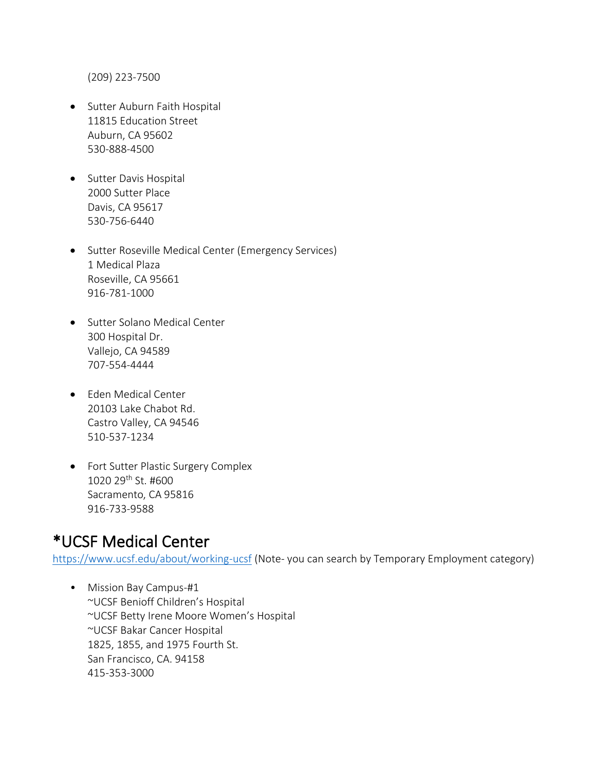(209) 223-7500

- Sutter Auburn Faith Hospital
  11815 Education Street
  Auburn, CA 95602
  530-888-4500

- Sutter Davis Hospital
  2000 Sutter Place
  Davis, CA 95617
  530-756-6440

- Sutter Roseville Medical Center (Emergency Services)
  1 Medical Plaza
  Roseville, CA 95661
  916-781-1000

- Sutter Solano Medical Center
  300 Hospital Dr.
  Vallejo, CA 94589
  707-554-4444

- Eden Medical Center
  20103 Lake Chabot Rd.
  Castro Valley, CA 94546
  510-537-1234

- Fort Sutter Plastic Surgery Complex
  1020 29th St. #600
  Sacramento, CA 95816
  916-733-9588

## *UCSF Medical Center

https://www.ucsf.edu/about/working-ucsf (Note- you can search by Temporary Employment category)

- Mission Bay Campus-#1
  ~UCSF Benioff Children's Hospital
  ~UCSF Betty Irene Moore Women's Hospital
  ~UCSF Bakar Cancer Hospital
  1825, 1855, and 1975 Fourth St.
  San Francisco, CA. 94158
  415-353-3000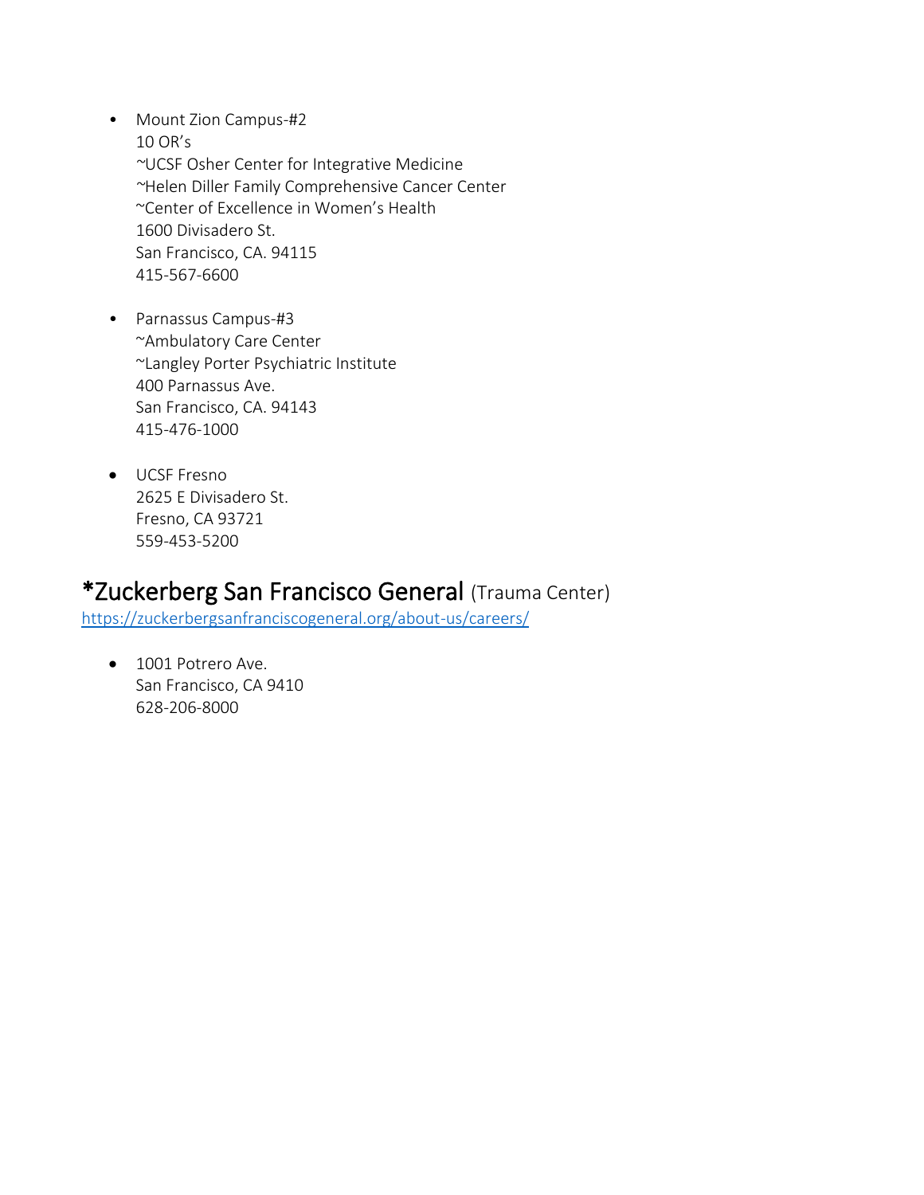- Mount Zion Campus-#2
  10 OR's
  ~UCSF Osher Center for Integrative Medicine
  ~Helen Diller Family Comprehensive Cancer Center
  ~Center of Excellence in Women's Health
  1600 Divisadero St.
  San Francisco, CA. 94115
  415-567-6600

- Parnassus Campus-#3
  ~Ambulatory Care Center
  ~Langley Porter Psychiatric Institute
  400 Parnassus Ave.
  San Francisco, CA. 94143
  415-476-1000

- UCSF Fresno
  2625 E Divisadero St.
  Fresno, CA 93721
  559-453-5200

## *Zuckerberg San Francisco General (Trauma Center)

https://zuckerbergsanfranciscogeneral.org/about-us/careers/

- 1001 Potrero Ave.
  San Francisco, CA 9410
  628-206-8000